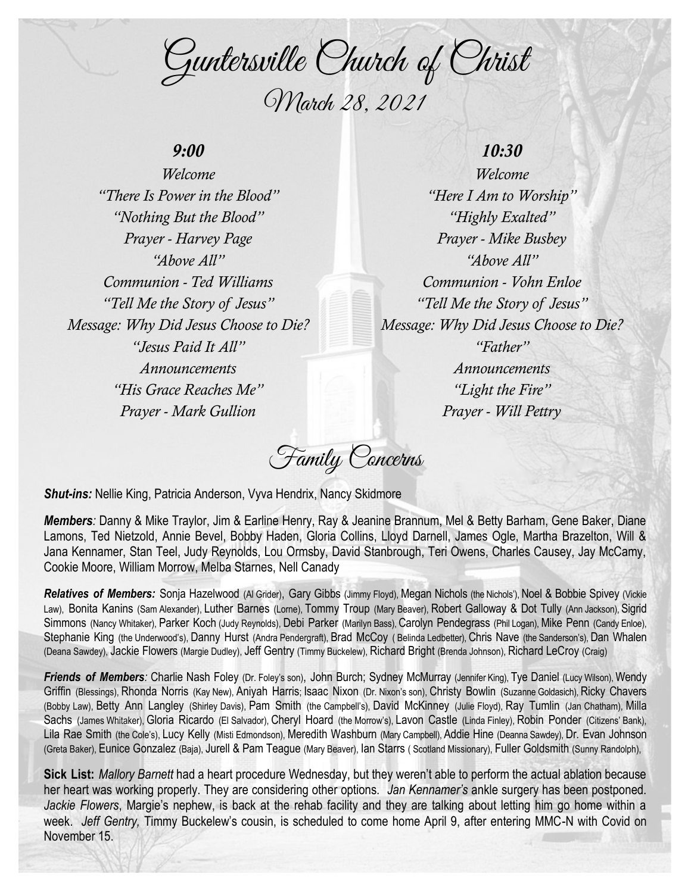# Guntersville Church of Christ

## March 28, 2021

### 9:00

*Welcome*
*"There Is Power in the Blood"*
*"Nothing But the Blood"*
*Prayer - Harvey Page*
*"Above All"*
*Communion - Ted Williams*
*"Tell Me the Story of Jesus"*
*Message: Why Did Jesus Choose to Die?*
*"Jesus Paid It All"*
*Announcements*
*"His Grace Reaches Me"*
*Prayer - Mark Gullion*

### 10:30

*Welcome*
*"Here I Am to Worship"*
*"Highly Exalted"*
*Prayer - Mike Busbey*
*"Above All"*
*Communion - Vohn Enloe*
*"Tell Me the Story of Jesus"*
*Message: Why Did Jesus Choose to Die?*
*"Father"*
*Announcements*
*"Light the Fire"*
*Prayer - Will Pettry*

## Family Concerns

***Shut-ins:*** Nellie King, Patricia Anderson, Vyva Hendrix, Nancy Skidmore

***Members:*** Danny & Mike Traylor, Jim & Earline Henry, Ray & Jeanine Brannum, Mel & Betty Barham, Gene Baker, Diane Lamons, Ted Nietzold, Annie Bevel, Bobby Haden, Gloria Collins, Lloyd Darnell, James Ogle, Martha Brazelton, Will & Jana Kennamer, Stan Teel, Judy Reynolds, Lou Ormsby, David Stanbrough, Teri Owens, Charles Causey, Jay McCamy, Cookie Moore, William Morrow, Melba Starnes, Nell Canady

***Relatives of Members:*** Sonja Hazelwood (Al Grider), Gary Gibbs (Jimmy Floyd), Megan Nichols (the Nichols'), Noel & Bobbie Spivey (Vickie Law), Bonita Kanins (Sam Alexander), Luther Barnes (Lorne), Tommy Troup (Mary Beaver), Robert Galloway & Dot Tully (Ann Jackson), Sigrid Simmons (Nancy Whitaker), Parker Koch (Judy Reynolds), Debi Parker (Marilyn Bass), Carolyn Pendegrass (Phil Logan), Mike Penn (Candy Enloe), Stephanie King (the Underwood's), Danny Hurst (Andra Pendergraft), Brad McCoy ( Belinda Ledbetter), Chris Nave (the Sanderson's), Dan Whalen (Deana Sawdey), Jackie Flowers (Margie Dudley), Jeff Gentry (Timmy Buckelew), Richard Bright (Brenda Johnson), Richard LeCroy (Craig)

***Friends of Members:*** Charlie Nash Foley (Dr. Foley's son), John Burch; Sydney McMurray (Jennifer King), Tye Daniel (Lucy Wilson), Wendy Griffin (Blessings), Rhonda Norris (Kay New), Aniyah Harris; Isaac Nixon (Dr. Nixon's son), Christy Bowlin (Suzanne Goldasich), Ricky Chavers (Bobby Law), Betty Ann Langley (Shirley Davis), Pam Smith (the Campbell's), David McKinney (Julie Floyd), Ray Tumlin (Jan Chatham), Milla Sachs (James Whitaker), Gloria Ricardo (El Salvador), Cheryl Hoard (the Morrow's), Lavon Castle (Linda Finley), Robin Ponder (Citizens' Bank), Lila Rae Smith (the Cole's), Lucy Kelly (Misti Edmondson), Meredith Washburn (Mary Campbell), Addie Hine (Deanna Sawdey), Dr. Evan Johnson (Greta Baker), Eunice Gonzalez (Baja), Jurell & Pam Teague (Mary Beaver), Ian Starrs ( Scotland Missionary), Fuller Goldsmith (Sunny Randolph),

**Sick List:** *Mallory Barnett* had a heart procedure Wednesday, but they weren't able to perform the actual ablation because her heart was working properly. They are considering other options. *Jan Kennamer's* ankle surgery has been postponed. *Jackie Flowers*, Margie's nephew, is back at the rehab facility and they are talking about letting him go home within a week. *Jeff Gentry,* Timmy Buckelew's cousin, is scheduled to come home April 9, after entering MMC-N with Covid on November 15.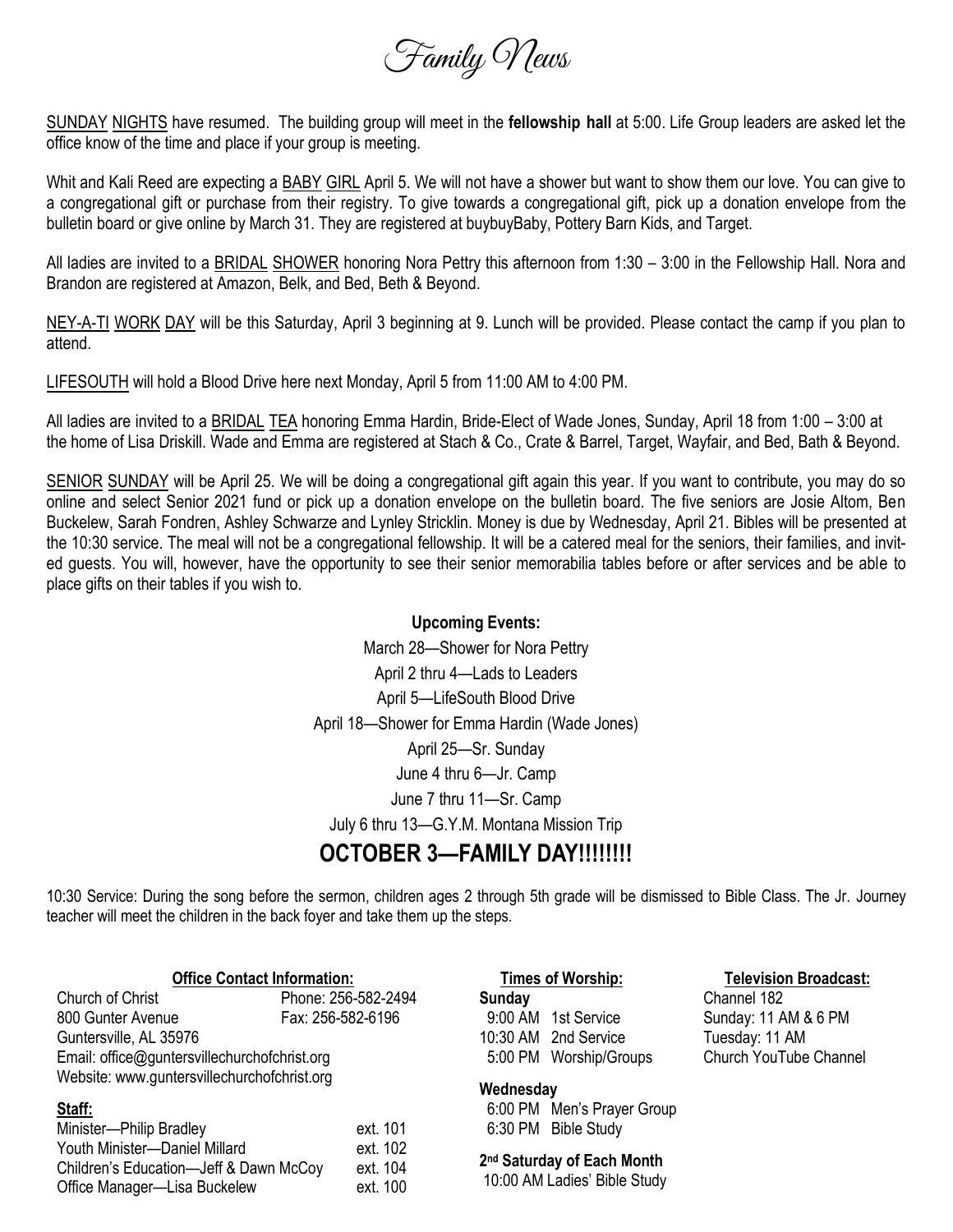# Family News

SUNDAY NIGHTS have resumed. The building group will meet in the **fellowship hall** at 5:00. Life Group leaders are asked let the office know of the time and place if your group is meeting.

Whit and Kali Reed are expecting a BABY GIRL April 5. We will not have a shower but want to show them our love. You can give to a congregational gift or purchase from their registry. To give towards a congregational gift, pick up a donation envelope from the bulletin board or give online by March 31. They are registered at buybuyBaby, Pottery Barn Kids, and Target.

All ladies are invited to a BRIDAL SHOWER honoring Nora Pettry this afternoon from 1:30 – 3:00 in the Fellowship Hall. Nora and Brandon are registered at Amazon, Belk, and Bed, Beth & Beyond.

NEY-A-TI WORK DAY will be this Saturday, April 3 beginning at 9. Lunch will be provided. Please contact the camp if you plan to attend.

LIFESOUTH will hold a Blood Drive here next Monday, April 5 from 11:00 AM to 4:00 PM.

All ladies are invited to a BRIDAL TEA honoring Emma Hardin, Bride-Elect of Wade Jones, Sunday, April 18 from 1:00 – 3:00 at the home of Lisa Driskill. Wade and Emma are registered at Stach & Co., Crate & Barrel, Target, Wayfair, and Bed, Bath & Beyond.

SENIOR SUNDAY will be April 25. We will be doing a congregational gift again this year. If you want to contribute, you may do so online and select Senior 2021 fund or pick up a donation envelope on the bulletin board. The five seniors are Josie Altom, Ben Buckelew, Sarah Fondren, Ashley Schwarze and Lynley Stricklin. Money is due by Wednesday, April 21. Bibles will be presented at the 10:30 service. The meal will not be a congregational fellowship. It will be a catered meal for the seniors, their families, and invited guests. You will, however, have the opportunity to see their senior memorabilia tables before or after services and be able to place gifts on their tables if you wish to.

**Upcoming Events:**

March 28—Shower for Nora Pettry
April 2 thru 4—Lads to Leaders
April 5—LifeSouth Blood Drive
April 18—Shower for Emma Hardin (Wade Jones)
April 25—Sr. Sunday
June 4 thru 6—Jr. Camp
June 7 thru 11—Sr. Camp
July 6 thru 13—G.Y.M. Montana Mission Trip

## OCTOBER 3—FAMILY DAY!!!!!!!!

10:30 Service: During the song before the sermon, children ages 2 through 5th grade will be dismissed to Bible Class. The Jr. Journey teacher will meet the children in the back foyer and take them up the steps.

**Office Contact Information:**

Church of Christ — Phone: 256-582-2494
800 Gunter Avenue — Fax: 256-582-6196
Guntersville, AL 35976
Email: office@guntersvillechurchofchrist.org
Website: www.guntersvillechurchofchrist.org

**Staff:**

| | |
|---|---|
| Minister—Philip Bradley | ext. 101 |
| Youth Minister—Daniel Millard | ext. 102 |
| Children's Education—Jeff & Dawn McCoy | ext. 104 |
| Office Manager—Lisa Buckelew | ext. 100 |

**Times of Worship:**

**Sunday**
9:00 AM 1st Service
10:30 AM 2nd Service
5:00 PM Worship/Groups

**Wednesday**
6:00 PM Men's Prayer Group
6:30 PM Bible Study

**2nd Saturday of Each Month**
10:00 AM Ladies' Bible Study

**Television Broadcast:**

Channel 182
Sunday: 11 AM & 6 PM
Tuesday: 11 AM
Church YouTube Channel